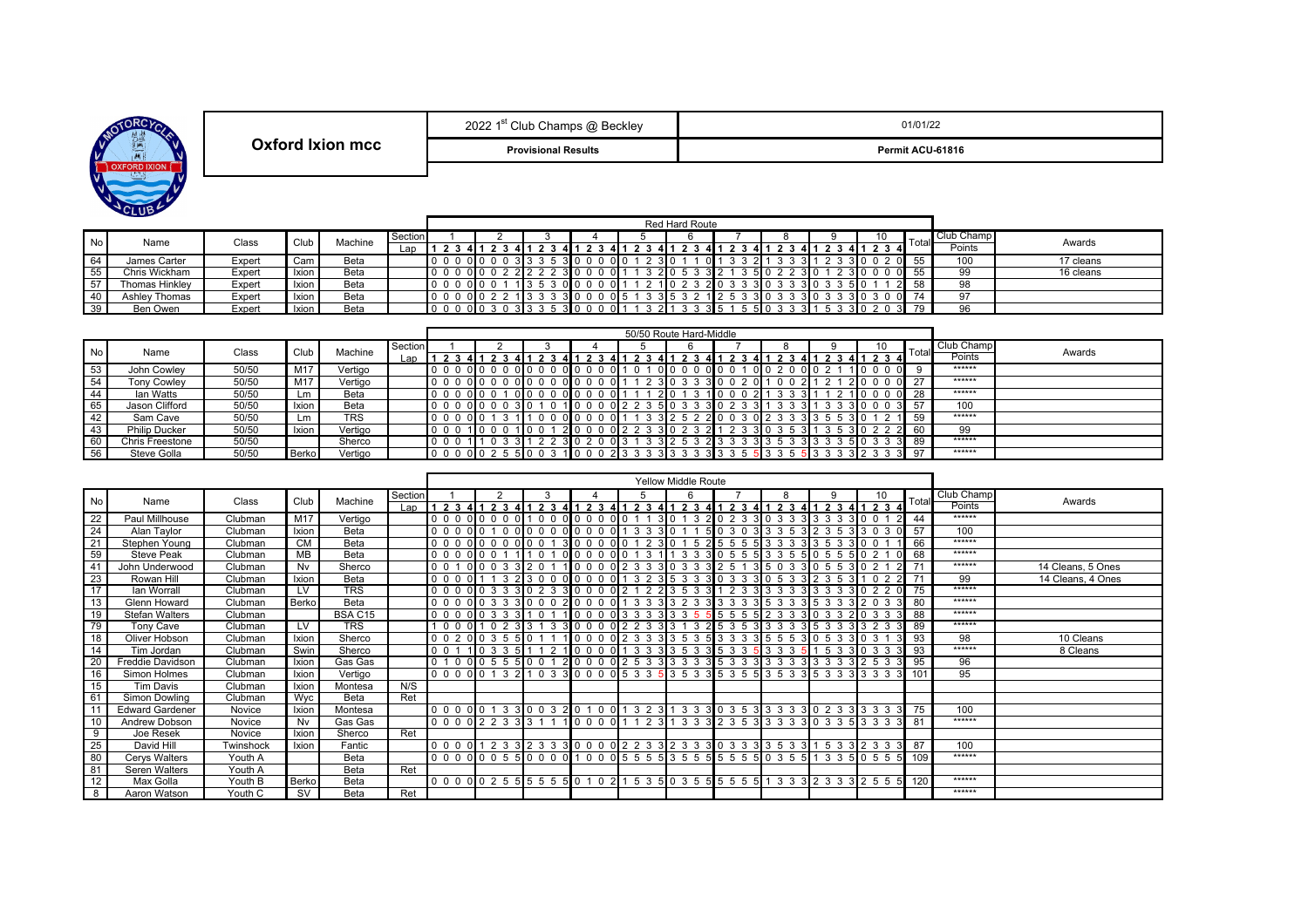**Oxford Ixion mcc**

2022 1st Club Champs @ Beckley — 01/01/22

**Provisional Results** — **Permit ACU-61816**

## Red Hard Route

| No | Name | Class | Club | Machine | Section | 1 | 2 | 3 | 4 | 5 | 6 | 7 | 8 | 9 | 10 | Total | Club Champ Points | Awards |
|---|---|---|---|---|---|---|---|---|---|---|---|---|---|---|---|---|---|---|
| | | | | | Lap | 1 2 3 4 | 1 2 3 4 | 1 2 3 4 | 1 2 3 4 | 1 2 3 4 | 1 2 3 4 | 1 2 3 4 | 1 2 3 4 | 1 2 3 4 | 1 2 3 4 | | | |
| 64 | James Carter | Expert | Cam | Beta | | 0 0 0 0 | 0 0 0 3 | 3 3 5 3 | 0 0 0 0 | 0 1 2 3 | 0 1 1 0 | 1 3 3 2 | 1 3 3 3 | 1 2 3 3 | 0 0 2 0 | 55 | 100 | 17 cleans |
| 55 | Chris Wickham | Expert | Ixion | Beta | | 0 0 0 0 | 0 0 2 2 | 2 2 2 3 | 0 0 0 0 | 1 1 3 2 | 0 5 3 3 | 2 1 3 5 | 0 2 2 3 | 0 1 2 3 | 0 0 0 0 | 55 | 99 | 16 cleans |
| 57 | Thomas Hinkley | Expert | Ixion | Beta | | 0 0 0 0 | 0 0 1 1 | 3 5 3 0 | 0 0 0 0 | 1 1 2 1 | 0 2 3 2 | 0 3 3 3 | 0 3 3 3 | 0 3 3 5 | 0 1 1 2 | 58 | 98 | |
| 40 | Ashley Thomas | Expert | Ixion | Beta | | 0 0 0 0 | 0 2 2 1 | 3 3 3 3 | 0 0 0 0 | 5 1 3 3 | 5 3 2 1 | 2 5 3 3 | 0 3 3 3 | 0 3 3 3 | 0 3 0 0 | 74 | 97 | |
| 39 | Ben Owen | Expert | Ixion | Beta | | 0 0 0 0 | 0 3 0 3 | 3 3 5 3 | 0 0 0 0 | 1 1 3 2 | 1 3 3 3 | 5 1 5 5 | 0 3 3 3 | 1 5 3 3 | 0 2 0 3 | 79 | 96 | |

## 50/50 Route Hard-Middle

| No | Name | Class | Club | Machine | Section | 1 | 2 | 3 | 4 | 5 | 6 | 7 | 8 | 9 | 10 | Total | Club Champ Points | Awards |
|---|---|---|---|---|---|---|---|---|---|---|---|---|---|---|---|---|---|---|
| | | | | | Lap | 1 2 3 4 | 1 2 3 4 | 1 2 3 4 | 1 2 3 4 | 1 2 3 4 | 1 2 3 4 | 1 2 3 4 | 1 2 3 4 | 1 2 3 4 | 1 2 3 4 | | | |
| 53 | John Cowley | 50/50 | M17 | Vertigo | | 0 0 0 0 | 0 0 0 0 | 0 0 0 0 | 0 0 0 0 | 1 0 1 0 | 0 0 0 0 | 0 0 1 0 | 0 2 0 0 | 0 2 1 1 | 0 0 0 0 | 9 | ****** | |
| 54 | Tony Cowley | 50/50 | M17 | Vertigo | | 0 0 0 0 | 0 0 0 0 | 0 0 0 0 | 0 0 0 0 | 1 1 2 3 | 0 3 3 3 | 0 0 2 0 | 1 0 0 2 | 1 2 1 2 | 0 0 0 0 | 27 | ****** | |
| 44 | Ian Watts | 50/50 | Lm | Beta | | 0 0 0 0 | 0 0 1 0 | 0 0 0 0 | 0 0 0 0 | 1 1 1 2 | 0 1 3 1 | 0 0 0 2 | 1 3 3 3 | 1 1 2 1 | 0 0 0 0 | 28 | ****** | |
| 65 | Jason Clifford | 50/50 | Ixion | Beta | | 0 0 0 0 | 0 0 0 3 | 0 1 0 1 | 0 0 0 0 | 2 2 3 5 | 0 3 3 3 | 0 2 3 3 | 1 3 3 3 | 1 3 3 3 | 0 0 0 3 | 57 | 100 | |
| 42 | Sam Cave | 50/50 | Lm | TRS | | 0 0 0 0 | 0 1 3 1 | 1 0 0 0 | 0 0 0 0 | 1 1 3 3 | 2 5 2 2 | 0 0 3 0 | 2 3 3 3 | 3 5 5 3 | 0 1 2 1 | 59 | ****** | |
| 43 | Philip Ducker | 50/50 | Ixion | Vertigo | | 0 0 0 1 | 0 0 0 1 | 0 0 1 2 | 0 0 0 0 | 2 2 3 3 | 0 2 3 2 | 1 2 3 3 | 0 3 5 3 | 1 3 5 3 | 0 2 2 2 | 60 | 99 | |
| 60 | Chris Freestone | 50/50 | | Sherco | | 0 0 0 1 | 1 0 3 3 | 1 2 2 3 | 0 2 0 0 | 3 1 3 3 | 2 5 3 2 | 3 3 3 3 | 3 5 3 3 | 3 3 3 5 | 0 3 3 3 | 89 | ****** | |
| 56 | Steve Golla | 50/50 | Berko | Vertigo | | 0 0 0 0 | 0 2 5 5 | 0 0 3 1 | 0 0 0 2 | 3 3 3 3 | 3 3 3 3 | 3 3 5 5 | 3 3 5 5 | 3 3 3 3 | 2 3 3 3 | 97 | ****** | |

## Yellow Middle Route

| No | Name | Class | Club | Machine | Section | 1 | 2 | 3 | 4 | 5 | 6 | 7 | 8 | 9 | 10 | Total | Club Champ Points | Awards |
|---|---|---|---|---|---|---|---|---|---|---|---|---|---|---|---|---|---|---|
| | | | | | Lap | 1 2 3 4 | 1 2 3 4 | 1 2 3 4 | 1 2 3 4 | 1 2 3 4 | 1 2 3 4 | 1 2 3 4 | 1 2 3 4 | 1 2 3 4 | 1 2 3 4 | | | |
| 22 | Paul Millhouse | Clubman | M17 | Beta | | 0 0 0 0 | 0 0 0 0 | 1 0 0 0 | 0 0 0 0 | 0 1 1 3 | 0 1 3 2 | 0 2 3 3 | 0 3 3 3 | 3 3 3 3 | 0 0 1 2 | 44 | ****** | |
| 24 | Alan Taylor | Clubman | Ixion | Beta | | 0 0 0 0 | 0 1 0 0 | 0 0 0 0 | 0 0 0 0 | 1 3 3 3 | 0 1 1 5 | 0 3 0 3 | 3 3 5 3 | 2 3 5 3 | 3 0 3 0 | 57 | 100 | |
| 21 | Stephen Young | Clubman | CM | Beta | | 0 0 0 0 | 0 0 0 0 | 0 0 1 3 | 0 0 0 0 | 0 1 2 3 | 0 1 5 2 | 5 5 5 5 | 3 3 3 3 | 3 5 3 3 | 0 0 1 1 | 66 | ****** | |
| 59 | Steve Peak | Clubman | MB | Beta | | 0 0 0 0 | 0 0 1 1 | 1 0 1 0 | 0 0 0 0 | 0 1 3 1 | 1 3 3 3 | 0 5 5 5 | 3 3 5 5 | 0 5 5 5 | 0 2 1 0 | 68 | ****** | |
| 41 | John Underwood | Clubman | Nv | Sherco | | 0 0 1 0 | 0 0 3 3 | 2 0 1 1 | 0 0 0 0 | 2 3 3 3 | 0 3 3 3 | 2 5 1 3 | 5 0 3 3 | 0 5 5 3 | 0 2 1 2 | 71 | ****** | 14 Cleans, 5 Ones |
| 23 | Rowan Hill | Clubman | Ixion | Beta | | 0 0 0 0 | 1 1 3 2 | 3 0 0 0 | 0 0 0 0 | 1 3 2 3 | 5 3 3 3 | 0 3 3 3 | 0 5 3 3 | 2 3 5 3 | 1 0 2 2 | 71 | 99 | 14 Cleans, 4 Ones |
| 17 | Ian Worrall | Clubman | LV | TRS | | 0 0 0 0 | 0 3 3 3 | 0 2 3 3 | 0 0 0 0 | 2 1 2 2 | 3 5 3 3 | 1 2 3 3 | 3 3 3 3 | 3 3 3 3 | 0 2 2 0 | 75 | ****** | |
| 13 | Glenn Howard | Clubman | Berko | Beta | | 0 0 0 0 | 0 3 3 3 | 0 0 0 2 | 0 0 0 0 | 1 3 3 3 | 3 2 3 3 | 3 3 3 3 | 5 3 3 3 | 5 3 3 3 | 2 0 3 3 | 80 | ****** | |
| 19 | Stefan Walters | Clubman | | BSA C15 | | 0 0 0 0 | 0 3 3 3 | 1 0 1 1 | 0 0 0 0 | 3 3 3 3 | 3 3 5 5 | 5 5 5 5 | 2 3 3 3 | 3 3 3 3 | 0 3 3 3 | 88 | ****** | |
| 79 | Tony Cave | Clubman | LV | TRS | | 1 0 0 0 | 1 0 2 3 | 3 1 3 3 | 0 0 0 0 | 2 2 3 3 | 3 1 3 2 | 5 3 5 3 | 3 3 3 3 | 5 3 3 3 | 3 2 3 3 | 89 | ****** | |
| 18 | Oliver Hobson | Clubman | Ixion | Sherco | | 0 0 2 0 | 0 3 5 5 | 0 1 1 1 | 0 0 0 0 | 2 3 3 3 | 3 5 3 5 | 3 3 3 3 | 5 5 5 3 | 0 5 5 3 | 0 3 1 3 | 93 | 98 | 10 Cleans |
| 14 | Tim Jordan | Clubman | Swin | Sherco | | 0 0 1 1 | 0 3 3 5 | 1 1 2 1 | 0 0 0 0 | 1 3 3 3 | 3 5 3 3 | 5 3 3 5 | 3 3 3 5 | 1 5 3 3 | 0 3 3 3 | 93 | ****** | 8 Cleans |
| 20 | Freddie Davidson | Clubman | Ixion | Gas Gas | | 0 1 0 0 | 0 5 5 5 | 0 0 1 2 | 0 0 0 0 | 2 5 3 3 | 3 3 3 3 | 5 3 3 3 | 3 3 3 3 | 3 3 3 3 | 2 5 3 3 | 95 | 96 | |
| 16 | Simon Holmes | Clubman | Ixion | Vertigo | | 0 0 0 0 | 0 1 3 2 | 1 0 3 3 | 0 0 0 0 | 5 3 3 5 | 3 5 3 3 | 5 3 5 5 | 3 5 3 3 | 5 3 3 3 | 3 3 3 3 | 101 | 95 | |
| 15 | Tim Davis | Clubman | Ixion | Montesa | N/S | | | | | | | | | | | | | |
| 61 | Simon Dowling | Clubman | Wyc | Beta | Ret | | | | | | | | | | | | | |
| 11 | Edward Gardener | Novice | Ixion | Montesa | | 0 0 0 0 | 0 1 3 3 | 0 0 3 2 | 0 1 0 0 | 1 3 2 3 | 1 3 3 3 | 0 3 5 3 | 3 3 3 3 | 0 2 3 3 | 3 3 3 3 | 75 | 100 | |
| 10 | Andrew Dobson | Novice | Nv | Gas Gas | | 0 0 0 0 | 2 2 3 3 | 3 1 1 1 | 0 0 0 0 | 1 1 2 3 | 1 3 3 3 | 2 3 5 3 | 3 3 3 3 | 0 3 3 5 | 3 3 3 3 | 81 | ****** | |
| 9 | Joe Resek | Novice | Ixion | Sherco | Ret | | | | | | | | | | | | | |
| 25 | David Hill | Twinshock | Ixion | Fantic | | 0 0 0 0 | 1 2 3 3 | 2 3 3 3 | 0 0 0 0 | 2 2 3 3 | 2 3 3 3 | 0 3 3 3 | 3 5 3 3 | 1 5 3 3 | 2 3 3 3 | 87 | 100 | |
| 80 | Cerys Walters | Youth A | | Beta | | 0 0 0 0 | 0 0 5 5 | 0 0 0 0 | 1 0 0 0 | 5 5 5 5 | 3 5 5 5 | 5 5 5 5 | 0 3 5 5 | 1 3 3 5 | 0 5 5 5 | 109 | ****** | |
| 81 | Seren Walters | Youth A | | Beta | Ret | | | | | | | | | | | | | |
| 12 | Max Golla | Youth B | Berko | Beta | | 0 0 0 0 | 0 2 5 5 | 5 5 5 5 | 0 1 0 2 | 1 5 3 5 | 0 3 5 5 | 5 5 5 5 | 1 3 3 3 | 2 3 3 3 | 2 5 5 5 | 120 | ****** | |
| 8 | Aaron Watson | Youth C | SV | Beta | Ret | | | | | | | | | | | | ****** | |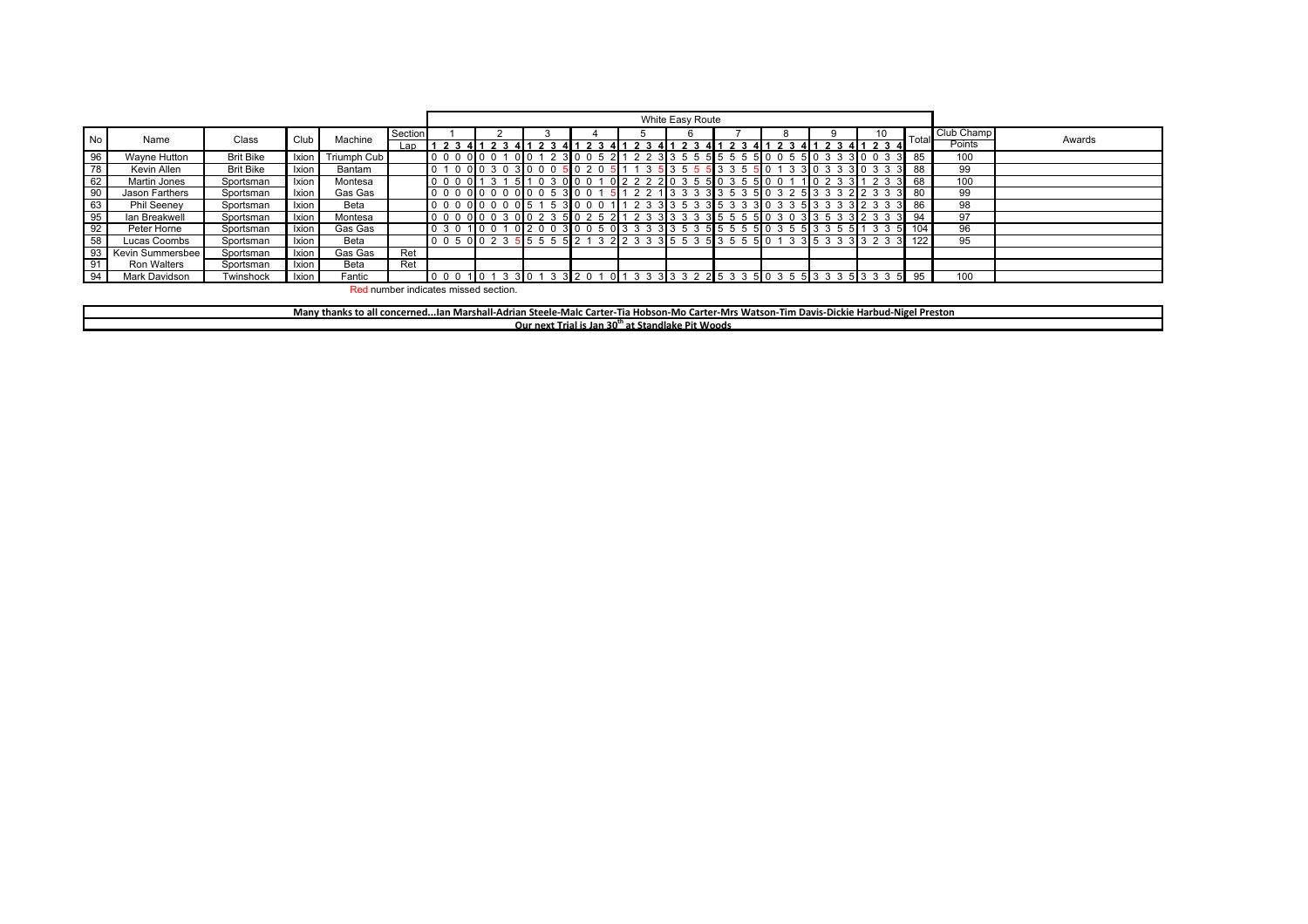| No | Name | Class | Club | Machine | Section / Lap | White Easy Route 1 (1 2 3 4) | 2 (1 2 3 4) | 3 (1 2 3 4) | 4 (1 2 3 4) | 5 (1 2 3 4) | 6 (1 2 3 4) | 7 (1 2 3 4) | 8 (1 2 3 4) | 9 (1 2 3 4) | 10 (1 2 3 4) | Total | Club Champ Points | Awards |
|---|---|---|---|---|---|---|---|---|---|---|---|---|---|---|---|---|---|---|
| 96 | Wayne Hutton | Brit Bike | Ixion | Triumph Cub | | 0 0 0 0 | 0 0 1 0 | 0 1 2 3 | 0 0 5 2 | 1 2 2 3 | 3 5 5 5 | 5 5 5 5 | 0 0 5 5 | 0 3 3 3 | 0 0 3 3 | 85 | 100 | |
| 78 | Kevin Allen | Brit Bike | Ixion | Bantam | | 0 1 0 0 | 0 3 0 3 | 0 0 0 5 | 0 2 0 5 | 1 1 3 5 | 3 5 5 5 | 3 3 5 5 | 0 1 3 3 | 0 3 3 3 | 0 3 3 3 | 88 | 99 | |
| 62 | Martin Jones | Sportsman | Ixion | Montesa | | 0 0 0 0 | 1 3 1 5 | 1 0 3 0 | 0 0 1 0 | 2 2 2 2 | 0 3 5 5 | 0 3 5 5 | 0 0 1 1 | 0 2 3 3 | 1 2 3 3 | 68 | 100 | |
| 90 | Jason Farthers | Sportsman | Ixion | Gas Gas | | 0 0 0 0 | 0 0 0 0 | 0 0 5 3 | 0 0 1 5 | 1 2 2 1 | 3 3 3 3 | 3 5 3 5 | 0 3 2 5 | 3 3 3 2 | 2 3 3 3 | 80 | 99 | |
| 63 | Phil Seeney | Sportsman | Ixion | Beta | | 0 0 0 0 | 0 0 0 0 | 5 1 5 3 | 0 0 0 1 | 1 2 3 3 | 3 5 3 3 | 5 3 3 3 | 0 3 3 5 | 3 3 3 3 | 2 3 3 3 | 86 | 98 | |
| 95 | Ian Breakwell | Sportsman | Ixion | Montesa | | 0 0 0 0 | 0 0 3 0 | 0 2 3 5 | 0 2 5 2 | 1 2 3 3 | 3 3 3 3 | 5 5 5 5 | 0 3 0 3 | 3 5 3 3 | 2 3 3 3 | 94 | 97 | |
| 92 | Peter Horne | Sportsman | Ixion | Gas Gas | | 0 3 0 1 | 0 0 1 0 | 2 0 0 3 | 0 0 5 0 | 3 3 3 3 | 3 5 3 5 | 5 5 5 5 | 0 3 5 5 | 3 3 5 5 | 1 3 3 5 | 104 | 96 | |
| 58 | Lucas Coombs | Sportsman | Ixion | Beta | | 0 0 5 0 | 0 2 3 5 | 5 5 5 5 | 2 1 3 2 | 2 3 3 3 | 5 5 3 5 | 3 5 5 5 | 0 1 3 3 | 5 3 3 3 | 3 2 3 3 | 122 | 95 | |
| 93 | Kevin Summersbee | Sportsman | Ixion | Gas Gas | Ret | | | | | | | | | | | | | |
| 91 | Ron Walters | Sportsman | Ixion | Beta | Ret | | | | | | | | | | | | | |
| 94 | Mark Davidson | Twinshock | Ixion | Fantic | | 0 0 0 1 | 0 1 3 3 | 0 1 3 3 | 2 0 1 0 | 1 3 3 3 | 3 3 2 2 | 5 3 3 5 | 0 3 5 5 | 3 3 3 5 | 3 3 3 5 | 95 | 100 | |

Red number indicates missed section.

**Many thanks to all concerned...Ian Marshall-Adrian Steele-Malc Carter-Tia Hobson-Mo Carter-Mrs Watson-Tim Davis-Dickie Harbud-Nigel Preston**

**Our next Trial is Jan 30th at Standlake Pit Woods**